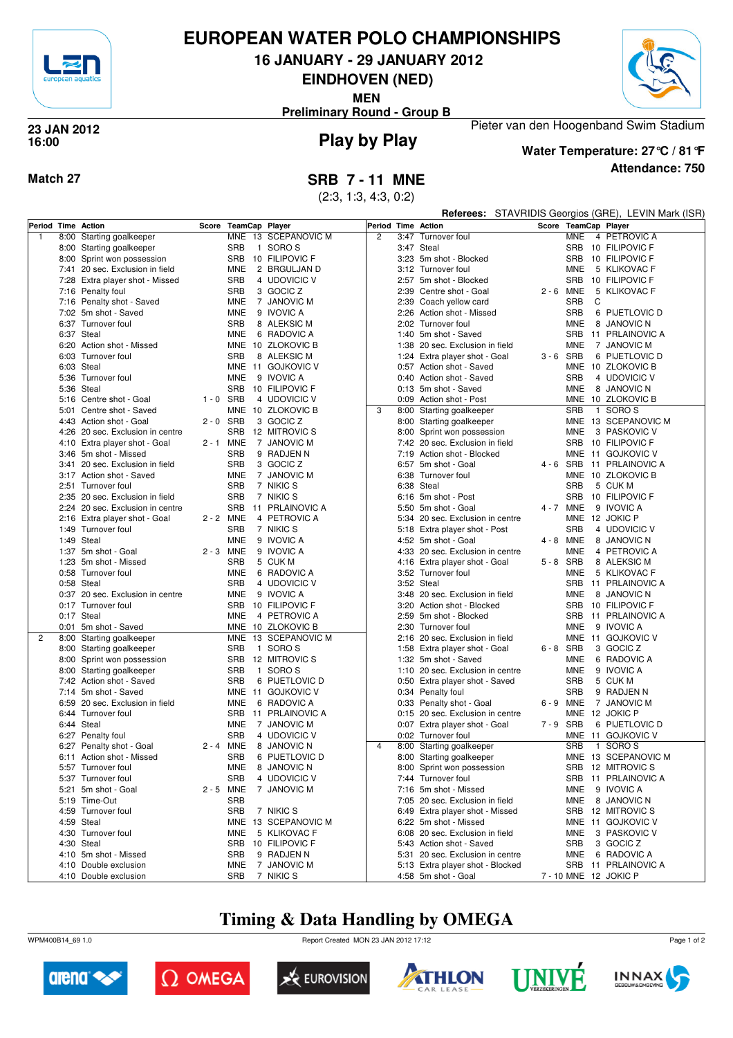# EUROPEAN WATER POLO CHAMPIONSHIPS

## 16 JANUARY - 29 JANUARY 2012

## EINDHOVEN (NED)

### MEN

### Preliminary Round - Group B

**23 JAN 2012**
**16:00**

## Play by Play

Pieter van den Hoogenband Swim Stadium

**Water Temperature: 27°C / 81°F**

**Attendance: 750**

**Match 27**

## SRB 7 - 11 MNE

(2:3, 1:3, 4:3, 0:2)

**Referees:** STAVRIDIS Georgios (GRE), LEVIN Mark (ISR)

| Period | Time | Action | Score | TeamCap | Player |
|---|---|---|---|---|---|
| 1 | 8:00 | Starting goalkeeper | | MNE 13 | SCEPANOVIC M |
| | 8:00 | Starting goalkeeper | | SRB 1 | SORO S |
| | 8:00 | Sprint won possession | | SRB 10 | FILIPOVIC F |
| | 7:41 | 20 sec. Exclusion in field | | MNE 2 | BRGULJAN D |
| | 7:28 | Extra player shot - Missed | | SRB 4 | UDOVICIC V |
| | 7:16 | Penalty foul | | SRB 3 | GOCIC Z |
| | 7:16 | Penalty shot - Saved | | MNE 7 | JANOVIC M |
| | 7:02 | 5m shot - Saved | | MNE 9 | IVOVIC A |
| | 6:37 | Turnover foul | | SRB 8 | ALEKSIC M |
| | 6:37 | Steal | | MNE 6 | RADOVIC A |
| | 6:20 | Action shot - Missed | | MNE 10 | ZLOKOVIC B |
| | 6:03 | Turnover foul | | SRB 8 | ALEKSIC M |
| | 6:03 | Steal | | MNE 11 | GOJKOVIC V |
| | 5:36 | Turnover foul | | MNE 9 | IVOVIC A |
| | 5:36 | Steal | | SRB 10 | FILIPOVIC F |
| | 5:16 | Centre shot - Goal | 1 - 0 | SRB 4 | UDOVICIC V |
| | 5:01 | Centre shot - Saved | | MNE 10 | ZLOKOVIC B |
| | 4:43 | Action shot - Goal | 2 - 0 | SRB 3 | GOCIC Z |
| | 4:26 | 20 sec. Exclusion in centre | | SRB 12 | MITROVIC S |
| | 4:10 | Extra player shot - Goal | 2 - 1 | MNE 7 | JANOVIC M |
| | 3:46 | 5m shot - Missed | | SRB 9 | RADJEN N |
| | 3:41 | 20 sec. Exclusion in field | | SRB 3 | GOCIC Z |
| | 3:17 | Action shot - Saved | | MNE 7 | JANOVIC M |
| | 2:51 | Turnover foul | | SRB 7 | NIKIC S |
| | 2:35 | 20 sec. Exclusion in field | | SRB 7 | NIKIC S |
| | 2:24 | 20 sec. Exclusion in centre | | SRB 11 | PRLAINOVIC A |
| | 2:16 | Extra player shot - Goal | 2 - 2 | MNE 4 | PETROVIC A |
| | 1:49 | Turnover foul | | SRB 7 | NIKIC S |
| | 1:49 | Steal | | MNE 9 | IVOVIC A |
| | 1:37 | 5m shot - Goal | 2 - 3 | MNE 9 | IVOVIC A |
| | 1:23 | 5m shot - Missed | | SRB 5 | CUK M |
| | 0:58 | Turnover foul | | MNE 6 | RADOVIC A |
| | 0:58 | Steal | | SRB 4 | UDOVICIC V |
| | 0:37 | 20 sec. Exclusion in centre | | MNE 9 | IVOVIC A |
| | 0:17 | Turnover foul | | SRB 10 | FILIPOVIC F |
| | 0:17 | Steal | | MNE 4 | PETROVIC A |
| | 0:01 | 5m shot - Saved | | MNE 10 | ZLOKOVIC B |
| 2 | 8:00 | Starting goalkeeper | | MNE 13 | SCEPANOVIC M |
| | 8:00 | Starting goalkeeper | | SRB 1 | SORO S |
| | 8:00 | Sprint won possession | | SRB 12 | MITROVIC S |
| | 8:00 | Starting goalkeeper | | SRB 1 | SORO S |
| | 7:42 | Action shot - Saved | | SRB 6 | PIJETLOVIC D |
| | 7:14 | 5m shot - Saved | | MNE 11 | GOJKOVIC V |
| | 6:59 | 20 sec. Exclusion in field | | MNE 6 | RADOVIC A |
| | 6:44 | Turnover foul | | SRB 11 | PRLAINOVIC A |
| | 6:44 | Steal | | MNE 7 | JANOVIC M |
| | 6:27 | Penalty foul | | SRB 4 | UDOVICIC V |
| | 6:27 | Penalty shot - Goal | 2 - 4 | MNE 8 | JANOVIC N |
| | 6:11 | Action shot - Missed | | SRB 6 | PIJETLOVIC D |
| | 5:57 | Turnover foul | | MNE 8 | JANOVIC N |
| | 5:37 | Turnover foul | | SRB 4 | UDOVICIC V |
| | 5:21 | 5m shot - Goal | 2 - 5 | MNE 7 | JANOVIC M |
| | 5:19 | Time-Out | | SRB | |
| | 4:59 | Turnover foul | | SRB 7 | NIKIC S |
| | 4:59 | Steal | | MNE 13 | SCEPANOVIC M |
| | 4:30 | Turnover foul | | MNE 5 | KLIKOVAC F |
| | 4:30 | Steal | | SRB 10 | FILIPOVIC F |
| | 4:10 | 5m shot - Missed | | SRB 9 | RADJEN N |
| | 4:10 | Double exclusion | | MNE 7 | JANOVIC M |
| | 4:10 | Double exclusion | | SRB 7 | NIKIC S |
| 2 | 3:47 | Turnover foul | | MNE 4 | PETROVIC A |
| | 3:47 | Steal | | SRB 10 | FILIPOVIC F |
| | 3:23 | 5m shot - Blocked | | SRB 10 | FILIPOVIC F |
| | 3:12 | Turnover foul | | MNE 5 | KLIKOVAC F |
| | 2:57 | 5m shot - Blocked | | SRB 10 | FILIPOVIC F |
| | 2:39 | Centre shot - Goal | 2 - 6 | MNE 5 | KLIKOVAC F |
| | 2:39 | Coach yellow card | | SRB C | |
| | 2:26 | Action shot - Missed | | SRB 6 | PIJETLOVIC D |
| | 2:02 | Turnover foul | | MNE 8 | JANOVIC N |
| | 1:40 | 5m shot - Saved | | SRB 11 | PRLAINOVIC A |
| | 1:38 | 20 sec. Exclusion in field | | MNE 7 | JANOVIC M |
| | 1:24 | Extra player shot - Goal | 3 - 6 | SRB 6 | PIJETLOVIC D |
| | 0:57 | Action shot - Saved | | MNE 10 | ZLOKOVIC B |
| | 0:40 | Action shot - Saved | | SRB 4 | UDOVICIC V |
| | 0:13 | 5m shot - Saved | | MNE 8 | JANOVIC N |
| | 0:09 | Action shot - Post | | MNE 10 | ZLOKOVIC B |
| 3 | 8:00 | Starting goalkeeper | | SRB 1 | SORO S |
| | 8:00 | Starting goalkeeper | | MNE 13 | SCEPANOVIC M |
| | 8:00 | Sprint won possession | | MNE 3 | PASKOVIC V |
| | 7:42 | 20 sec. Exclusion in field | | SRB 10 | FILIPOVIC F |
| | 7:19 | Action shot - Blocked | | MNE 11 | GOJKOVIC V |
| | 6:57 | 5m shot - Goal | 4 - 6 | SRB 11 | PRLAINOVIC A |
| | 6:38 | Turnover foul | | MNE 10 | ZLOKOVIC B |
| | 6:38 | Steal | | SRB 5 | CUK M |
| | 6:16 | 5m shot - Post | | SRB 10 | FILIPOVIC F |
| | 5:50 | 5m shot - Goal | 4 - 7 | MNE 9 | IVOVIC A |
| | 5:34 | 20 sec. Exclusion in centre | | MNE 12 | JOKIC P |
| | 5:18 | Extra player shot - Post | | SRB 4 | UDOVICIC V |
| | 4:52 | 5m shot - Goal | 4 - 8 | MNE 8 | JANOVIC N |
| | 4:33 | 20 sec. Exclusion in centre | | MNE 4 | PETROVIC A |
| | 4:16 | Extra player shot - Goal | 5 - 8 | SRB 8 | ALEKSIC M |
| | 3:52 | Turnover foul | | MNE 5 | KLIKOVAC F |
| | 3:52 | Steal | | SRB 11 | PRLAINOVIC A |
| | 3:48 | 20 sec. Exclusion in field | | MNE 8 | JANOVIC N |
| | 3:20 | Action shot - Blocked | | SRB 10 | FILIPOVIC F |
| | 2:59 | 5m shot - Blocked | | SRB 11 | PRLAINOVIC A |
| | 2:30 | Turnover foul | | MNE 9 | IVOVIC A |
| | 2:16 | 20 sec. Exclusion in field | | MNE 11 | GOJKOVIC V |
| | 1:58 | Extra player shot - Goal | 6 - 8 | SRB 3 | GOCIC Z |
| | 1:32 | 5m shot - Saved | | MNE 6 | RADOVIC A |
| | 1:10 | 20 sec. Exclusion in centre | | MNE 9 | IVOVIC A |
| | 0:50 | Extra player shot - Saved | | SRB 5 | CUK M |
| | 0:34 | Penalty foul | | SRB 9 | RADJEN N |
| | 0:33 | Penalty shot - Goal | 6 - 9 | MNE 7 | JANOVIC M |
| | 0:15 | 20 sec. Exclusion in centre | | MNE 12 | JOKIC P |
| | 0:07 | Extra player shot - Goal | 7 - 9 | SRB 6 | PIJETLOVIC D |
| | 0:02 | Turnover foul | | MNE 11 | GOJKOVIC V |
| 4 | 8:00 | Starting goalkeeper | | SRB 1 | SORO S |
| | 8:00 | Starting goalkeeper | | MNE 13 | SCEPANOVIC M |
| | 8:00 | Sprint won possession | | SRB 12 | MITROVIC S |
| | 7:44 | Turnover foul | | SRB 11 | PRLAINOVIC A |
| | 7:16 | 5m shot - Missed | | MNE 9 | IVOVIC A |
| | 7:05 | 20 sec. Exclusion in field | | MNE 8 | JANOVIC N |
| | 6:49 | Extra player shot - Missed | | SRB 12 | MITROVIC S |
| | 6:22 | 5m shot - Missed | | MNE 11 | GOJKOVIC V |
| | 6:08 | 20 sec. Exclusion in field | | MNE 3 | PASKOVIC V |
| | 5:43 | Action shot - Saved | | SRB 3 | GOCIC Z |
| | 5:31 | 20 sec. Exclusion in centre | | MNE 6 | RADOVIC A |
| | 5:13 | Extra player shot - Blocked | | SRB 11 | PRLAINOVIC A |
| | 4:58 | 5m shot - Goal | 7 - 10 | MNE 12 | JOKIC P |

## Timing & Data Handling by OMEGA

WPM400B14_69 1.0 — Report Created MON 23 JAN 2012 17:12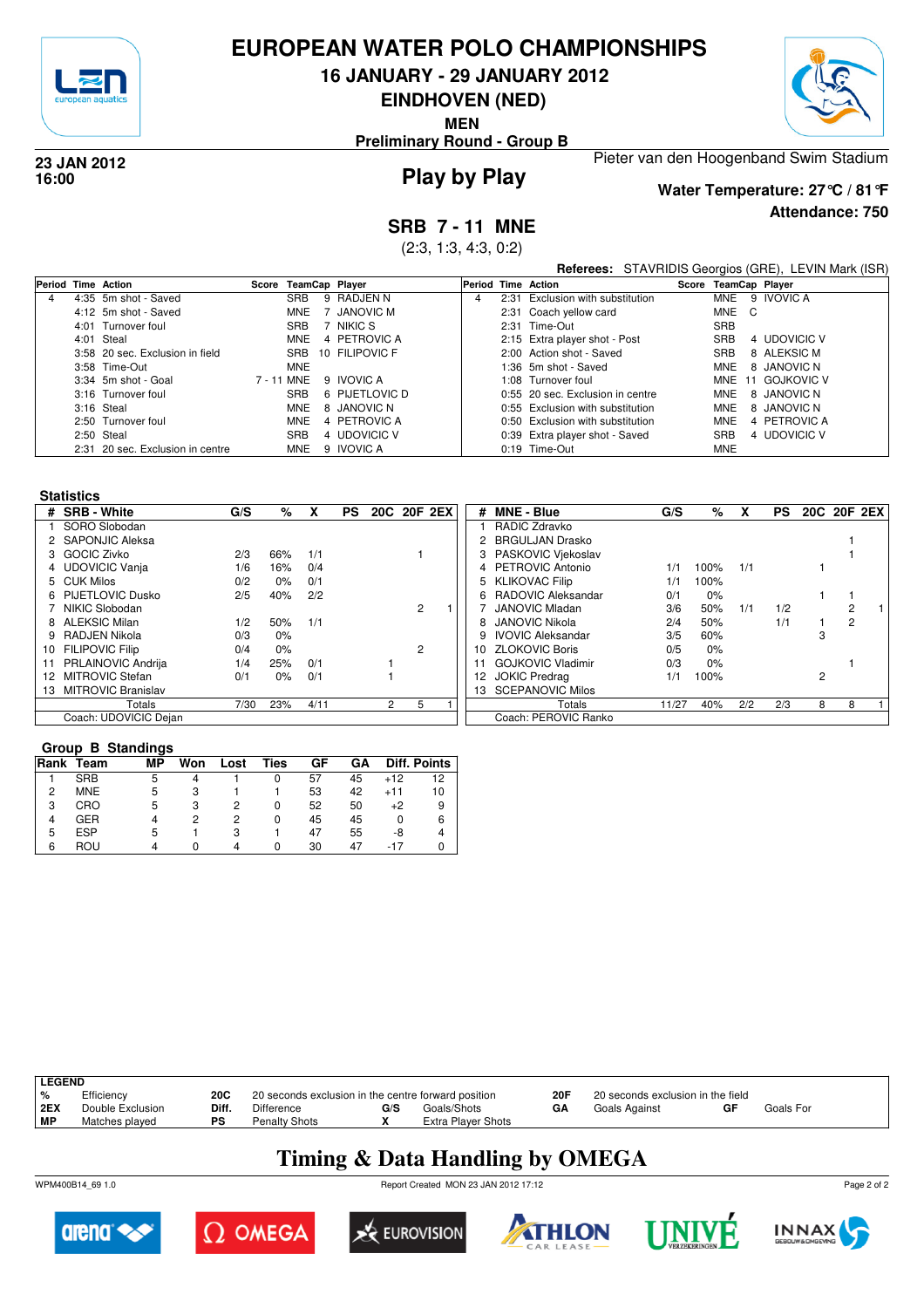# EUROPEAN WATER POLO CHAMPIONSHIPS

## 16 JANUARY - 29 JANUARY 2012

## EINDHOVEN (NED)

**MEN**

**Preliminary Round - Group B**

**23 JAN 2012**
**16:00**

## Play by Play

Pieter van den Hoogenband Swim Stadium

**Water Temperature: 27°C / 81°F**

**Attendance: 750**

## SRB 7 - 11 MNE

(2:3, 1:3, 4:3, 0:2)

**Referees:** STAVRIDIS Georgios (GRE), LEVIN Mark (ISR)

| Period | Time | Action | Score | TeamCap | Player |
|---|---|---|---|---|---|
| 4 | 4:35 | 5m shot - Saved | | SRB | 9 RADJEN N |
| | 4:12 | 5m shot - Saved | | MNE | 7 JANOVIC M |
| | 4:01 | Turnover foul | | SRB | 7 NIKIC S |
| | 4:01 | Steal | | MNE | 4 PETROVIC A |
| | 3:58 | 20 sec. Exclusion in field | | SRB | 10 FILIPOVIC F |
| | 3:58 | Time-Out | | MNE | |
| | 3:34 | 5m shot - Goal | 7 - 11 | MNE | 9 IVOVIC A |
| | 3:16 | Turnover foul | | SRB | 6 PIJETLOVIC D |
| | 3:16 | Steal | | MNE | 8 JANOVIC N |
| | 2:50 | Turnover foul | | MNE | 4 PETROVIC A |
| | 2:50 | Steal | | SRB | 4 UDOVICIC V |
| | 2:31 | 20 sec. Exclusion in centre | | MNE | 9 IVOVIC A |
| 4 | 2:31 | Exclusion with substitution | | MNE | 9 IVOVIC A |
| | 2:31 | Coach yellow card | | MNE | C |
| | 2:31 | Time-Out | | SRB | |
| | 2:15 | Extra player shot - Post | | SRB | 4 UDOVICIC V |
| | 2:00 | Action shot - Saved | | SRB | 8 ALEKSIC M |
| | 1:36 | 5m shot - Saved | | MNE | 8 JANOVIC N |
| | 1:08 | Turnover foul | | MNE | 11 GOJKOVIC V |
| | 0:55 | 20 sec. Exclusion in centre | | MNE | 8 JANOVIC N |
| | 0:55 | Exclusion with substitution | | MNE | 8 JANOVIC N |
| | 0:50 | Exclusion with substitution | | MNE | 4 PETROVIC A |
| | 0:39 | Extra player shot - Saved | | SRB | 4 UDOVICIC V |
| | 0:19 | Time-Out | | MNE | |

### Statistics

| # | SRB - White | G/S | % | X | PS | 20C | 20F | 2EX |
|---|---|---|---|---|---|---|---|---|
| 1 | SORO Slobodan | | | | | | | |
| 2 | SAPONJIC Aleksa | | | | | | | |
| 3 | GOCIC Zivko | 2/3 | 66% | 1/1 | | | 1 | |
| 4 | UDOVICIC Vanja | 1/6 | 16% | 0/4 | | | | |
| 5 | CUK Milos | 0/2 | 0% | 0/1 | | | | |
| 6 | PIJETLOVIC Dusko | 2/5 | 40% | 2/2 | | | | |
| 7 | NIKIC Slobodan | | | | | | 2 | 1 |
| 8 | ALEKSIC Milan | 1/2 | 50% | 1/1 | | | | |
| 9 | RADJEN Nikola | 0/3 | 0% | | | | | |
| 10 | FILIPOVIC Filip | 0/4 | 0% | | | | 2 | |
| 11 | PRLAINOVIC Andrija | 1/4 | 25% | 0/1 | | 1 | | |
| 12 | MITROVIC Stefan | 0/1 | 0% | 0/1 | | 1 | | |
| 13 | MITROVIC Branislav | | | | | | | |
| | Totals | 7/30 | 23% | 4/11 | | 2 | 5 | 1 |
| | Coach: UDOVICIC Dejan | | | | | | | |

| # | MNE - Blue | G/S | % | X | PS | 20C | 20F | 2EX |
|---|---|---|---|---|---|---|---|---|
| 1 | RADIC Zdravko | | | | | | | |
| 2 | BRGULJAN Drasko | | | | | | 1 | |
| 3 | PASKOVIC Vjekoslav | | | | | | 1 | |
| 4 | PETROVIC Antonio | 1/1 | 100% | 1/1 | | 1 | | |
| 5 | KLIKOVAC Filip | 1/1 | 100% | | | | | |
| 6 | RADOVIC Aleksandar | 0/1 | 0% | | | 1 | 1 | |
| 7 | JANOVIC Mladan | 3/6 | 50% | 1/1 | 1/2 | | 2 | 1 |
| 8 | JANOVIC Nikola | 2/4 | 50% | | 1/1 | 1 | 2 | |
| 9 | IVOVIC Aleksandar | 3/5 | 60% | | | 3 | | |
| 10 | ZLOKOVIC Boris | 0/5 | 0% | | | | | |
| 11 | GOJKOVIC Vladimir | 0/3 | 0% | | | | 1 | |
| 12 | JOKIC Predrag | 1/1 | 100% | | | 2 | | |
| 13 | SCEPANOVIC Milos | | | | | | | |
| | Totals | 11/27 | 40% | 2/2 | 2/3 | 8 | 8 | 1 |
| | Coach: PEROVIC Ranko | | | | | | | |

### Group B Standings

| Rank | Team | MP | Won | Lost | Ties | GF | GA | Diff. | Points |
|---|---|---|---|---|---|---|---|---|---|
| 1 | SRB | 5 | 4 | 1 | 0 | 57 | 45 | +12 | 12 |
| 2 | MNE | 5 | 3 | 1 | 1 | 53 | 42 | +11 | 10 |
| 3 | CRO | 5 | 3 | 2 | 0 | 52 | 50 | +2 | 9 |
| 4 | GER | 4 | 2 | 2 | 0 | 45 | 45 | 0 | 6 |
| 5 | ESP | 5 | 1 | 3 | 1 | 47 | 55 | -8 | 4 |
| 6 | ROU | 4 | 0 | 4 | 0 | 30 | 47 | -17 | 0 |

**LEGEND**

| | | | | | | | | | |
|---|---|---|---|---|---|---|---|---|---|
| % | Efficiency | 20C | 20 seconds exclusion in the centre forward position | | | 20F | 20 seconds exclusion in the field | | |
| 2EX | Double Exclusion | Diff. | Difference | G/S | Goals/Shots | GA | Goals Against | GF | Goals For |
| MP | Matches played | PS | Penalty Shots | X | Extra Player Shots | | | | |

## Timing & Data Handling by OMEGA

WPM400B14_69 1.0 Report Created MON 23 JAN 2012 17:12